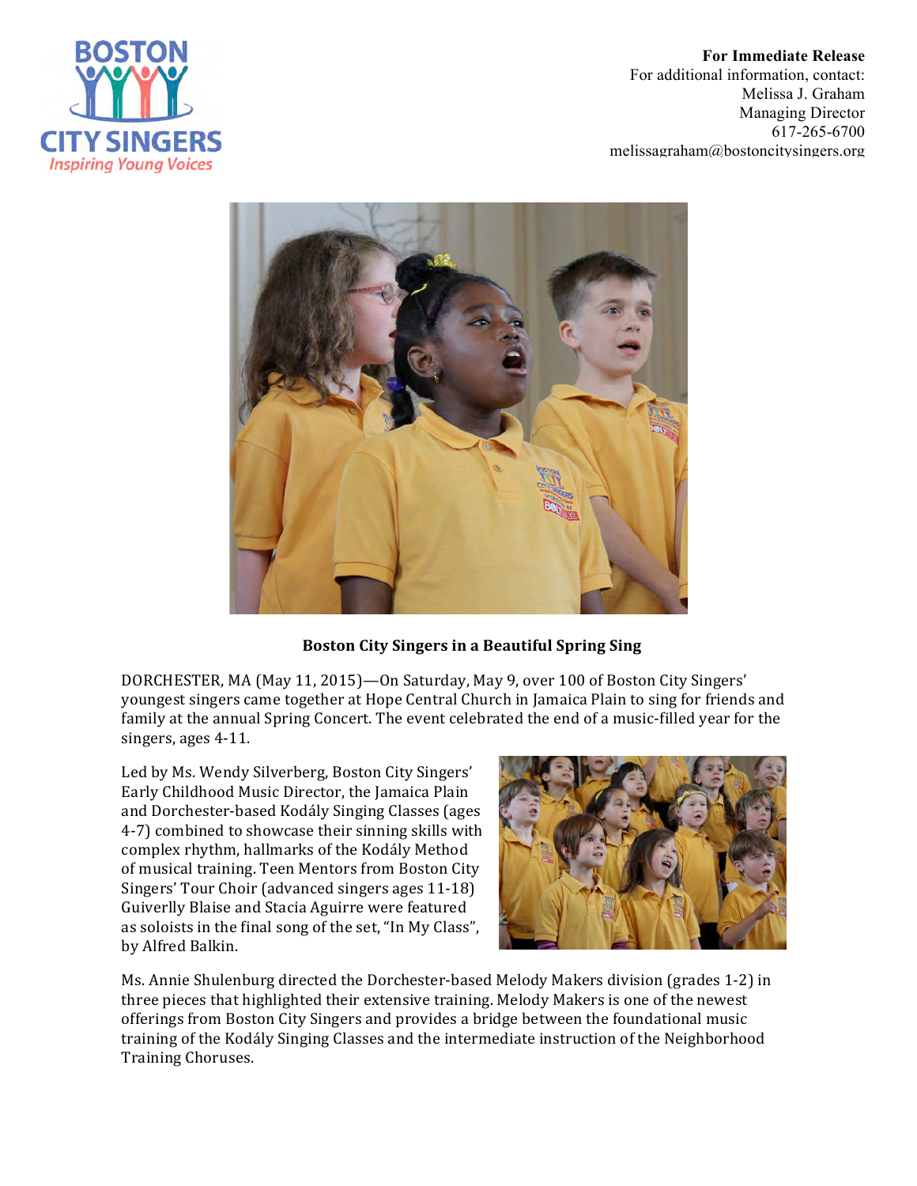**For Immediate Release**
For additional information, contact:
Melissa J. Graham
Managing Director
617-265-6700
melissagraham@bostoncitysingers.org

**Boston City Singers in a Beautiful Spring Sing**

DORCHESTER, MA (May 11, 2015)—On Saturday, May 9, over 100 of Boston City Singers' youngest singers came together at Hope Central Church in Jamaica Plain to sing for friends and family at the annual Spring Concert. The event celebrated the end of a music-filled year for the singers, ages 4-11.

Led by Ms. Wendy Silverberg, Boston City Singers' Early Childhood Music Director, the Jamaica Plain and Dorchester-based Kodály Singing Classes (ages 4-7) combined to showcase their sinning skills with complex rhythm, hallmarks of the Kodály Method of musical training. Teen Mentors from Boston City Singers' Tour Choir (advanced singers ages 11-18) Guiverlly Blaise and Stacia Aguirre were featured as soloists in the final song of the set, "In My Class", by Alfred Balkin.

Ms. Annie Shulenburg directed the Dorchester-based Melody Makers division (grades 1-2) in three pieces that highlighted their extensive training. Melody Makers is one of the newest offerings from Boston City Singers and provides a bridge between the foundational music training of the Kodály Singing Classes and the intermediate instruction of the Neighborhood Training Choruses.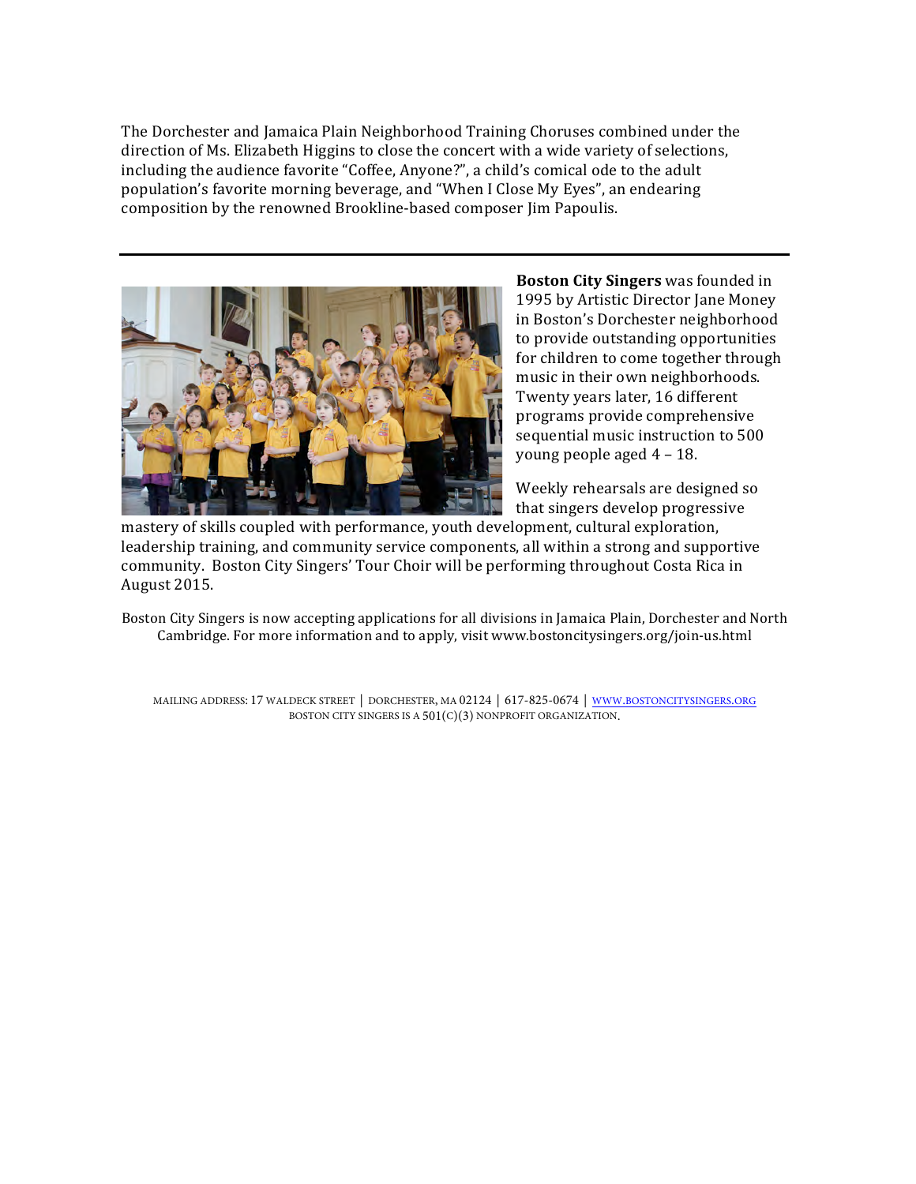The Dorchester and Jamaica Plain Neighborhood Training Choruses combined under the direction of Ms. Elizabeth Higgins to close the concert with a wide variety of selections, including the audience favorite "Coffee, Anyone?", a child's comical ode to the adult population's favorite morning beverage, and "When I Close My Eyes", an endearing composition by the renowned Brookline-based composer Jim Papoulis.

---

**Boston City Singers** was founded in 1995 by Artistic Director Jane Money in Boston's Dorchester neighborhood to provide outstanding opportunities for children to come together through music in their own neighborhoods. Twenty years later, 16 different programs provide comprehensive sequential music instruction to 500 young people aged 4 – 18.

Weekly rehearsals are designed so that singers develop progressive mastery of skills coupled with performance, youth development, cultural exploration, leadership training, and community service components, all within a strong and supportive community. Boston City Singers' Tour Choir will be performing throughout Costa Rica in August 2015.

Boston City Singers is now accepting applications for all divisions in Jamaica Plain, Dorchester and North Cambridge. For more information and to apply, visit www.bostoncitysingers.org/join-us.html

MAILING ADDRESS: 17 WALDECK STREET | DORCHESTER, MA 02124 | 617-825-0674 | WWW.BOSTONCITYSINGERS.ORG
BOSTON CITY SINGERS IS A 501(C)(3) NONPROFIT ORGANIZATION.